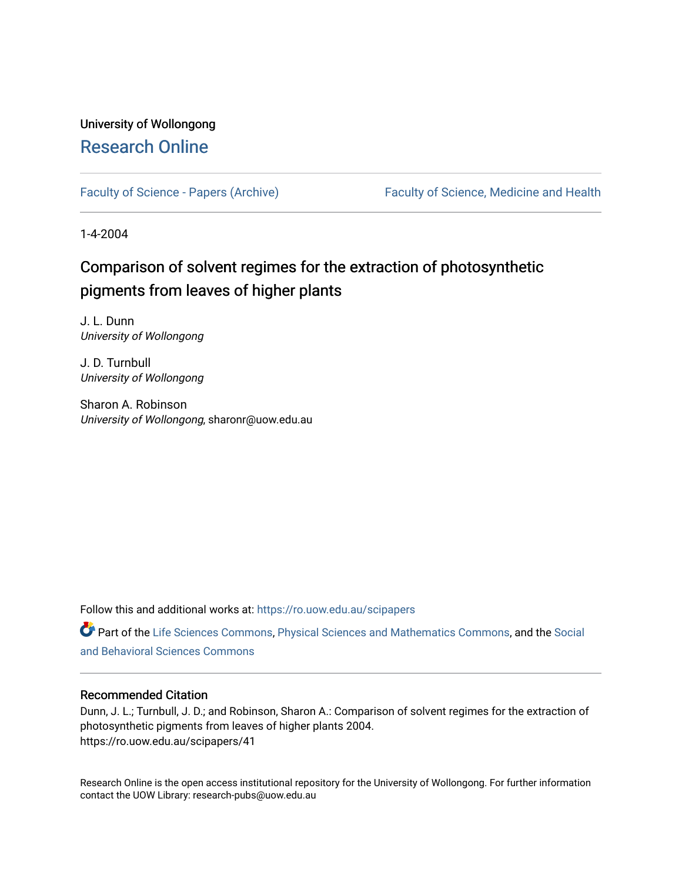University of Wollongong

# Research Online

Faculty of Science - Papers (Archive)

Faculty of Science, Medicine and Health

1-4-2004

## Comparison of solvent regimes for the extraction of photosynthetic pigments from leaves of higher plants

J. L. Dunn
*University of Wollongong*

J. D. Turnbull
*University of Wollongong*

Sharon A. Robinson
*University of Wollongong*, sharonr@uow.edu.au

Follow this and additional works at: https://ro.uow.edu.au/scipapers

Part of the Life Sciences Commons, Physical Sciences and Mathematics Commons, and the Social and Behavioral Sciences Commons

### Recommended Citation

Dunn, J. L.; Turnbull, J. D.; and Robinson, Sharon A.: Comparison of solvent regimes for the extraction of photosynthetic pigments from leaves of higher plants 2004.
https://ro.uow.edu.au/scipapers/41

Research Online is the open access institutional repository for the University of Wollongong. For further information contact the UOW Library: research-pubs@uow.edu.au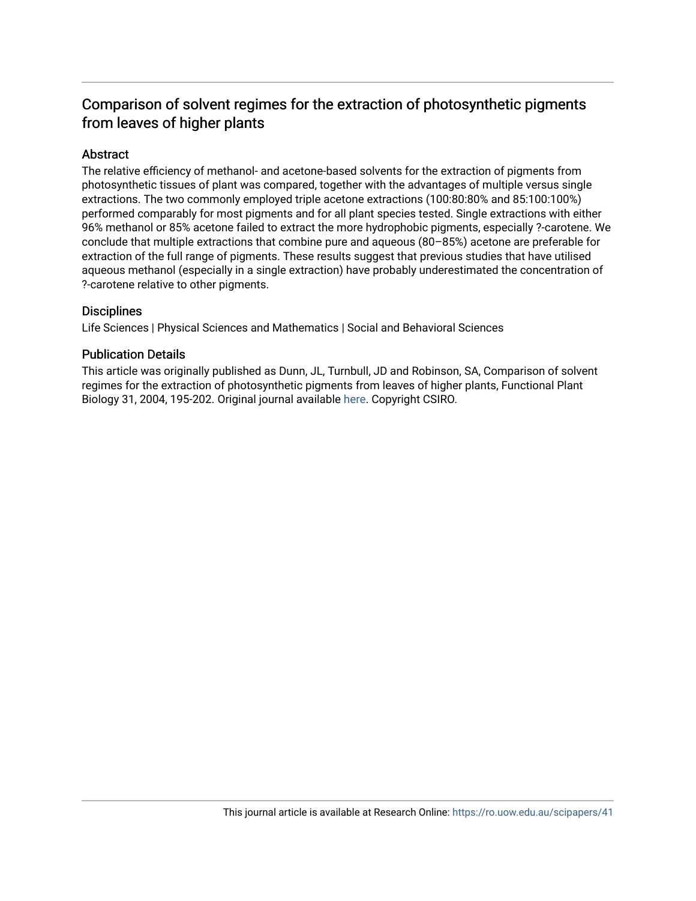# Comparison of solvent regimes for the extraction of photosynthetic pigments from leaves of higher plants

## Abstract

The relative efficiency of methanol- and acetone-based solvents for the extraction of pigments from photosynthetic tissues of plant was compared, together with the advantages of multiple versus single extractions. The two commonly employed triple acetone extractions (100:80:80% and 85:100:100%) performed comparably for most pigments and for all plant species tested. Single extractions with either 96% methanol or 85% acetone failed to extract the more hydrophobic pigments, especially ?-carotene. We conclude that multiple extractions that combine pure and aqueous (80–85%) acetone are preferable for extraction of the full range of pigments. These results suggest that previous studies that have utilised aqueous methanol (especially in a single extraction) have probably underestimated the concentration of ?-carotene relative to other pigments.

## Disciplines

Life Sciences | Physical Sciences and Mathematics | Social and Behavioral Sciences

## Publication Details

This article was originally published as Dunn, JL, Turnbull, JD and Robinson, SA, Comparison of solvent regimes for the extraction of photosynthetic pigments from leaves of higher plants, Functional Plant Biology 31, 2004, 195-202. Original journal available here. Copyright CSIRO.

This journal article is available at Research Online: https://ro.uow.edu.au/scipapers/41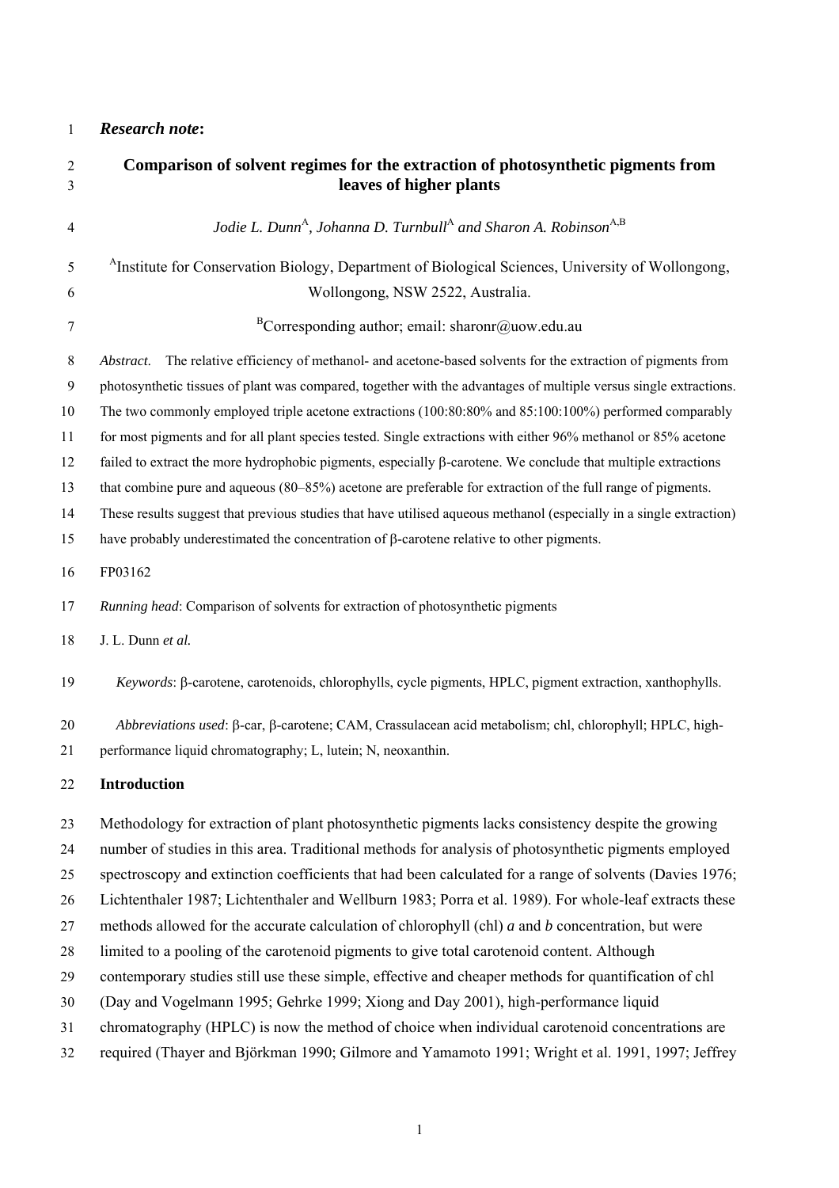***Research note*:**

# Comparison of solvent regimes for the extraction of photosynthetic pigments from leaves of higher plants

*Jodie L. Dunn*[A], *Johanna D. Turnbull*[A] *and Sharon A. Robinson*[A,B]

[A]Institute for Conservation Biology, Department of Biological Sciences, University of Wollongong, Wollongong, NSW 2522, Australia.

[B]Corresponding author; email: sharonr@uow.edu.au

*Abstract*. The relative efficiency of methanol- and acetone-based solvents for the extraction of pigments from photosynthetic tissues of plant was compared, together with the advantages of multiple versus single extractions. The two commonly employed triple acetone extractions (100:80:80% and 85:100:100%) performed comparably for most pigments and for all plant species tested. Single extractions with either 96% methanol or 85% acetone failed to extract the more hydrophobic pigments, especially β-carotene. We conclude that multiple extractions that combine pure and aqueous (80–85%) acetone are preferable for extraction of the full range of pigments. These results suggest that previous studies that have utilised aqueous methanol (especially in a single extraction) have probably underestimated the concentration of β-carotene relative to other pigments.

FP03162

*Running head*: Comparison of solvents for extraction of photosynthetic pigments

J. L. Dunn *et al.*

*Keywords*: β-carotene, carotenoids, chlorophylls, cycle pigments, HPLC, pigment extraction, xanthophylls.

*Abbreviations used*: β-car, β-carotene; CAM, Crassulacean acid metabolism; chl, chlorophyll; HPLC, high-performance liquid chromatography; L, lutein; N, neoxanthin.

## Introduction

Methodology for extraction of plant photosynthetic pigments lacks consistency despite the growing number of studies in this area. Traditional methods for analysis of photosynthetic pigments employed spectroscopy and extinction coefficients that had been calculated for a range of solvents (Davies 1976; Lichtenthaler 1987; Lichtenthaler and Wellburn 1983; Porra et al. 1989). For whole-leaf extracts these methods allowed for the accurate calculation of chlorophyll (chl) *a* and *b* concentration, but were limited to a pooling of the carotenoid pigments to give total carotenoid content. Although contemporary studies still use these simple, effective and cheaper methods for quantification of chl (Day and Vogelmann 1995; Gehrke 1999; Xiong and Day 2001), high-performance liquid chromatography (HPLC) is now the method of choice when individual carotenoid concentrations are required (Thayer and Björkman 1990; Gilmore and Yamamoto 1991; Wright et al. 1991, 1997; Jeffrey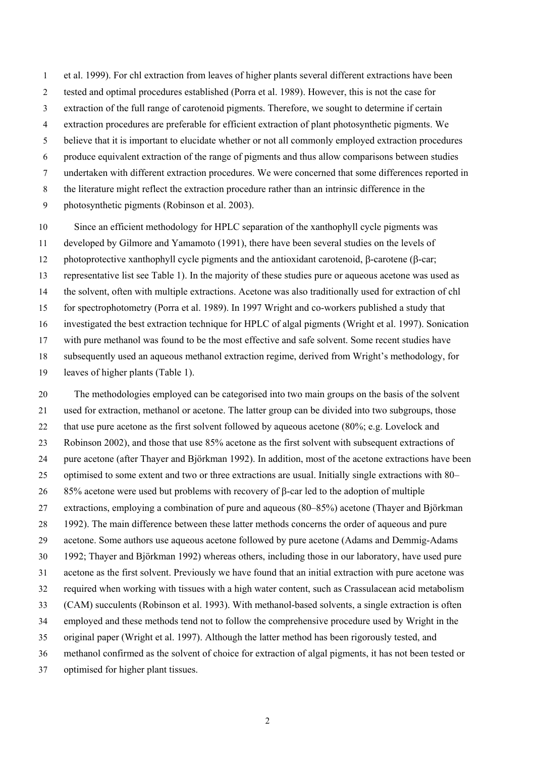et al. 1999). For chl extraction from leaves of higher plants several different extractions have been tested and optimal procedures established (Porra et al. 1989). However, this is not the case for extraction of the full range of carotenoid pigments. Therefore, we sought to determine if certain extraction procedures are preferable for efficient extraction of plant photosynthetic pigments. We believe that it is important to elucidate whether or not all commonly employed extraction procedures produce equivalent extraction of the range of pigments and thus allow comparisons between studies undertaken with different extraction procedures. We were concerned that some differences reported in the literature might reflect the extraction procedure rather than an intrinsic difference in the photosynthetic pigments (Robinson et al. 2003).

Since an efficient methodology for HPLC separation of the xanthophyll cycle pigments was developed by Gilmore and Yamamoto (1991), there have been several studies on the levels of photoprotective xanthophyll cycle pigments and the antioxidant carotenoid, β-carotene (β-car; representative list see Table 1). In the majority of these studies pure or aqueous acetone was used as the solvent, often with multiple extractions. Acetone was also traditionally used for extraction of chl for spectrophotometry (Porra et al. 1989). In 1997 Wright and co-workers published a study that investigated the best extraction technique for HPLC of algal pigments (Wright et al. 1997). Sonication with pure methanol was found to be the most effective and safe solvent. Some recent studies have subsequently used an aqueous methanol extraction regime, derived from Wright's methodology, for leaves of higher plants (Table 1).

The methodologies employed can be categorised into two main groups on the basis of the solvent used for extraction, methanol or acetone. The latter group can be divided into two subgroups, those that use pure acetone as the first solvent followed by aqueous acetone (80%; e.g. Lovelock and Robinson 2002), and those that use 85% acetone as the first solvent with subsequent extractions of pure acetone (after Thayer and Björkman 1992). In addition, most of the acetone extractions have been optimised to some extent and two or three extractions are usual. Initially single extractions with 80–85% acetone were used but problems with recovery of β-car led to the adoption of multiple extractions, employing a combination of pure and aqueous (80–85%) acetone (Thayer and Björkman 1992). The main difference between these latter methods concerns the order of aqueous and pure acetone. Some authors use aqueous acetone followed by pure acetone (Adams and Demmig-Adams 1992; Thayer and Björkman 1992) whereas others, including those in our laboratory, have used pure acetone as the first solvent. Previously we have found that an initial extraction with pure acetone was required when working with tissues with a high water content, such as Crassulacean acid metabolism (CAM) succulents (Robinson et al. 1993). With methanol-based solvents, a single extraction is often employed and these methods tend not to follow the comprehensive procedure used by Wright in the original paper (Wright et al. 1997). Although the latter method has been rigorously tested, and methanol confirmed as the solvent of choice for extraction of algal pigments, it has not been tested or optimised for higher plant tissues.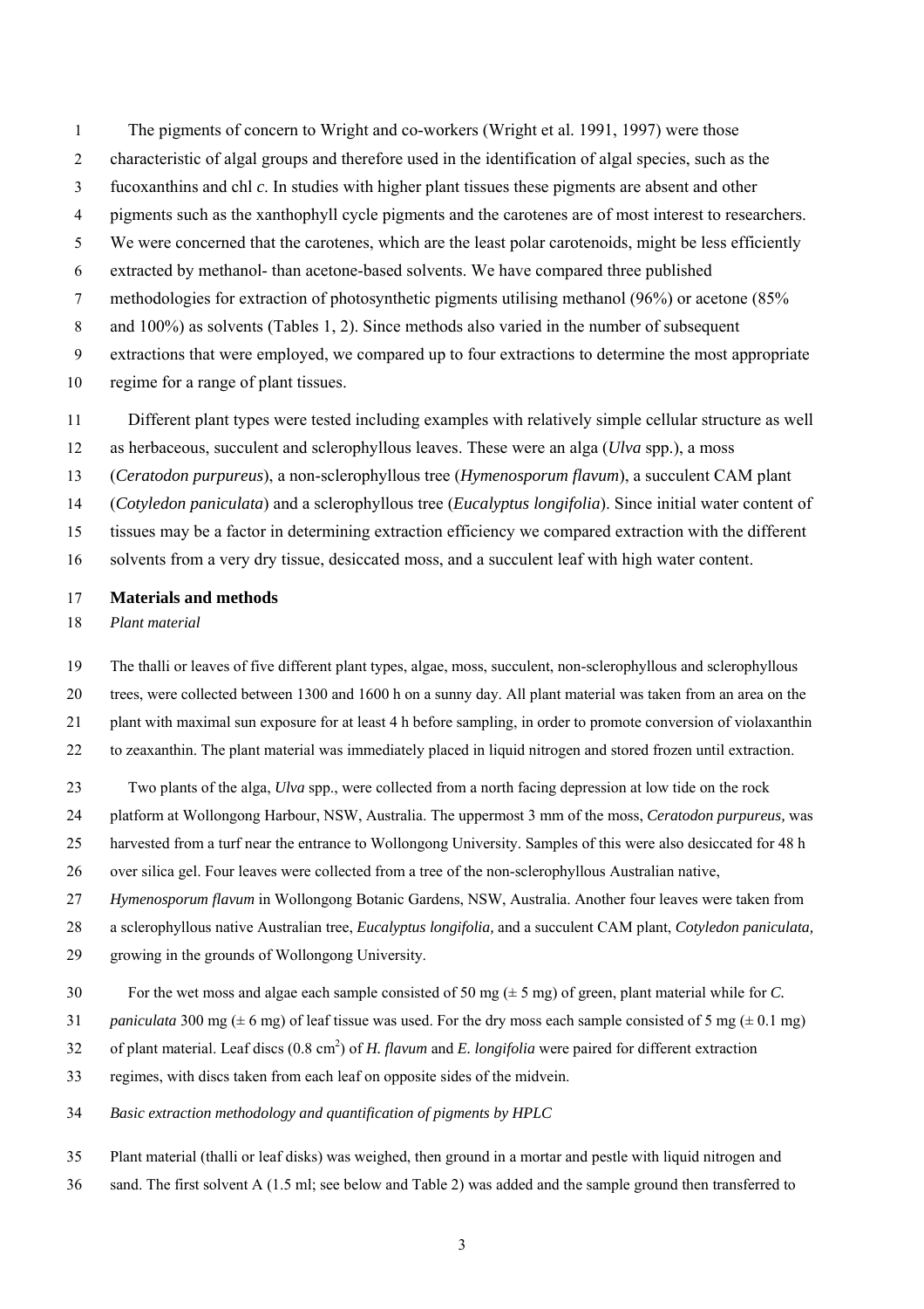The pigments of concern to Wright and co-workers (Wright et al. 1991, 1997) were those characteristic of algal groups and therefore used in the identification of algal species, such as the fucoxanthins and chl *c*. In studies with higher plant tissues these pigments are absent and other pigments such as the xanthophyll cycle pigments and the carotenes are of most interest to researchers. We were concerned that the carotenes, which are the least polar carotenoids, might be less efficiently extracted by methanol- than acetone-based solvents. We have compared three published methodologies for extraction of photosynthetic pigments utilising methanol (96%) or acetone (85% and 100%) as solvents (Tables 1, 2). Since methods also varied in the number of subsequent extractions that were employed, we compared up to four extractions to determine the most appropriate regime for a range of plant tissues.

Different plant types were tested including examples with relatively simple cellular structure as well as herbaceous, succulent and sclerophyllous leaves. These were an alga (*Ulva* spp.), a moss (*Ceratodon purpureus*), a non-sclerophyllous tree (*Hymenosporum flavum*), a succulent CAM plant (*Cotyledon paniculata*) and a sclerophyllous tree (*Eucalyptus longifolia*). Since initial water content of tissues may be a factor in determining extraction efficiency we compared extraction with the different solvents from a very dry tissue, desiccated moss, and a succulent leaf with high water content.

## Materials and methods

### *Plant material*

The thalli or leaves of five different plant types, algae, moss, succulent, non-sclerophyllous and sclerophyllous trees, were collected between 1300 and 1600 h on a sunny day. All plant material was taken from an area on the plant with maximal sun exposure for at least 4 h before sampling, in order to promote conversion of violaxanthin to zeaxanthin. The plant material was immediately placed in liquid nitrogen and stored frozen until extraction.

Two plants of the alga, *Ulva* spp., were collected from a north facing depression at low tide on the rock platform at Wollongong Harbour, NSW, Australia. The uppermost 3 mm of the moss, *Ceratodon purpureus,* was harvested from a turf near the entrance to Wollongong University. Samples of this were also desiccated for 48 h over silica gel. Four leaves were collected from a tree of the non-sclerophyllous Australian native, *Hymenosporum flavum* in Wollongong Botanic Gardens, NSW, Australia. Another four leaves were taken from a sclerophyllous native Australian tree, *Eucalyptus longifolia,* and a succulent CAM plant, *Cotyledon paniculata,* growing in the grounds of Wollongong University.

For the wet moss and algae each sample consisted of 50 mg (± 5 mg) of green, plant material while for *C. paniculata* 300 mg (± 6 mg) of leaf tissue was used. For the dry moss each sample consisted of 5 mg (± 0.1 mg) of plant material. Leaf discs (0.8 $cm^2$) of *H. flavum* and *E. longifolia* were paired for different extraction regimes, with discs taken from each leaf on opposite sides of the midvein.

### *Basic extraction methodology and quantification of pigments by HPLC*

Plant material (thalli or leaf disks) was weighed, then ground in a mortar and pestle with liquid nitrogen and sand. The first solvent A (1.5 ml; see below and Table 2) was added and the sample ground then transferred to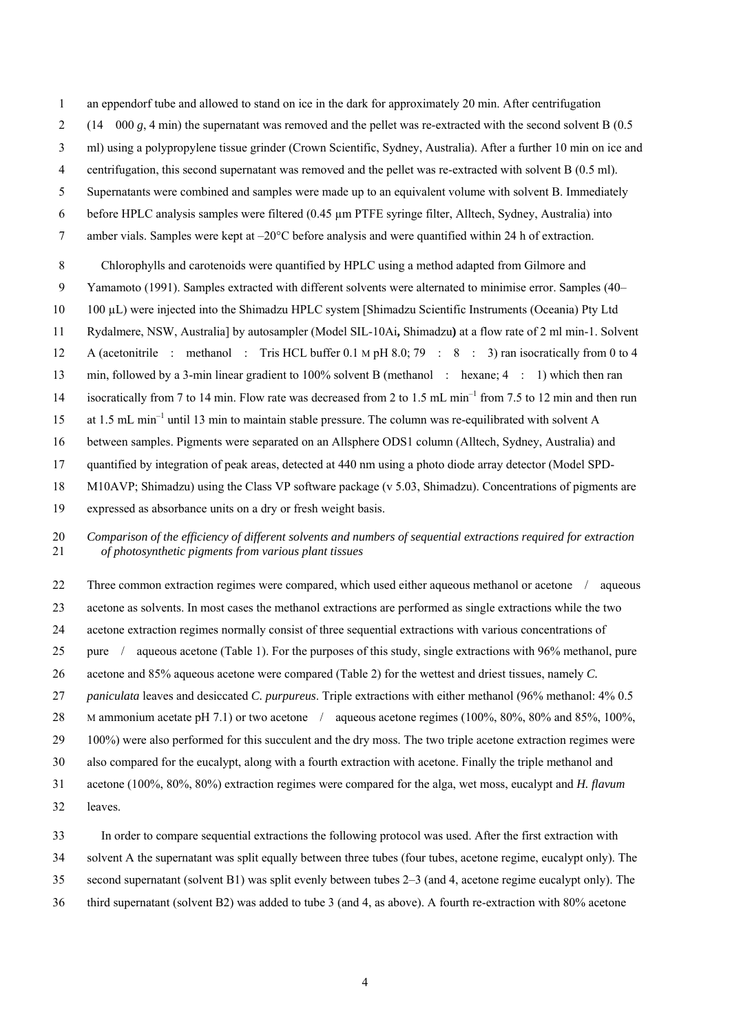an eppendorf tube and allowed to stand on ice in the dark for approximately 20 min. After centrifugation (14 000 *g*, 4 min) the supernatant was removed and the pellet was re-extracted with the second solvent B (0.5 ml) using a polypropylene tissue grinder (Crown Scientific, Sydney, Australia). After a further 10 min on ice and centrifugation, this second supernatant was removed and the pellet was re-extracted with solvent B (0.5 ml). Supernatants were combined and samples were made up to an equivalent volume with solvent B. Immediately before HPLC analysis samples were filtered (0.45 µm PTFE syringe filter, Alltech, Sydney, Australia) into amber vials. Samples were kept at –20°C before analysis and were quantified within 24 h of extraction.

Chlorophylls and carotenoids were quantified by HPLC using a method adapted from Gilmore and Yamamoto (1991). Samples extracted with different solvents were alternated to minimise error. Samples (40–100 µL) were injected into the Shimadzu HPLC system [Shimadzu Scientific Instruments (Oceania) Pty Ltd Rydalmere, NSW, Australia] by autosampler (Model SIL-10Ai**,** Shimadzu**)** at a flow rate of 2 ml min-1. Solvent A (acetonitrile : methanol : Tris HCL buffer 0.1 M pH 8.0; 79 : 8 : 3) ran isocratically from 0 to 4 min, followed by a 3-min linear gradient to 100% solvent B (methanol : hexane; 4 : 1) which then ran isocratically from 7 to 14 min. Flow rate was decreased from 2 to 1.5 mL $min^{-1}$ from 7.5 to 12 min and then run at 1.5 mL $min^{-1}$ until 13 min to maintain stable pressure. The column was re-equilibrated with solvent A between samples. Pigments were separated on an Allsphere ODS1 column (Alltech, Sydney, Australia) and quantified by integration of peak areas, detected at 440 nm using a photo diode array detector (Model SPD-M10AVP; Shimadzu) using the Class VP software package (v 5.03, Shimadzu). Concentrations of pigments are expressed as absorbance units on a dry or fresh weight basis.

*Comparison of the efficiency of different solvents and numbers of sequential extractions required for extraction of photosynthetic pigments from various plant tissues*

Three common extraction regimes were compared, which used either aqueous methanol or acetone / aqueous acetone as solvents. In most cases the methanol extractions are performed as single extractions while the two acetone extraction regimes normally consist of three sequential extractions with various concentrations of pure / aqueous acetone (Table 1). For the purposes of this study, single extractions with 96% methanol, pure acetone and 85% aqueous acetone were compared (Table 2) for the wettest and driest tissues, namely *C. paniculata* leaves and desiccated *C. purpureus*. Triple extractions with either methanol (96% methanol: 4% 0.5 M ammonium acetate pH 7.1) or two acetone / aqueous acetone regimes (100%, 80%, 80% and 85%, 100%, 100%) were also performed for this succulent and the dry moss. The two triple acetone extraction regimes were also compared for the eucalypt, along with a fourth extraction with acetone. Finally the triple methanol and acetone (100%, 80%, 80%) extraction regimes were compared for the alga, wet moss, eucalypt and *H. flavum* leaves.

In order to compare sequential extractions the following protocol was used. After the first extraction with solvent A the supernatant was split equally between three tubes (four tubes, acetone regime, eucalypt only). The second supernatant (solvent B1) was split evenly between tubes 2–3 (and 4, acetone regime eucalypt only). The third supernatant (solvent B2) was added to tube 3 (and 4, as above). A fourth re-extraction with 80% acetone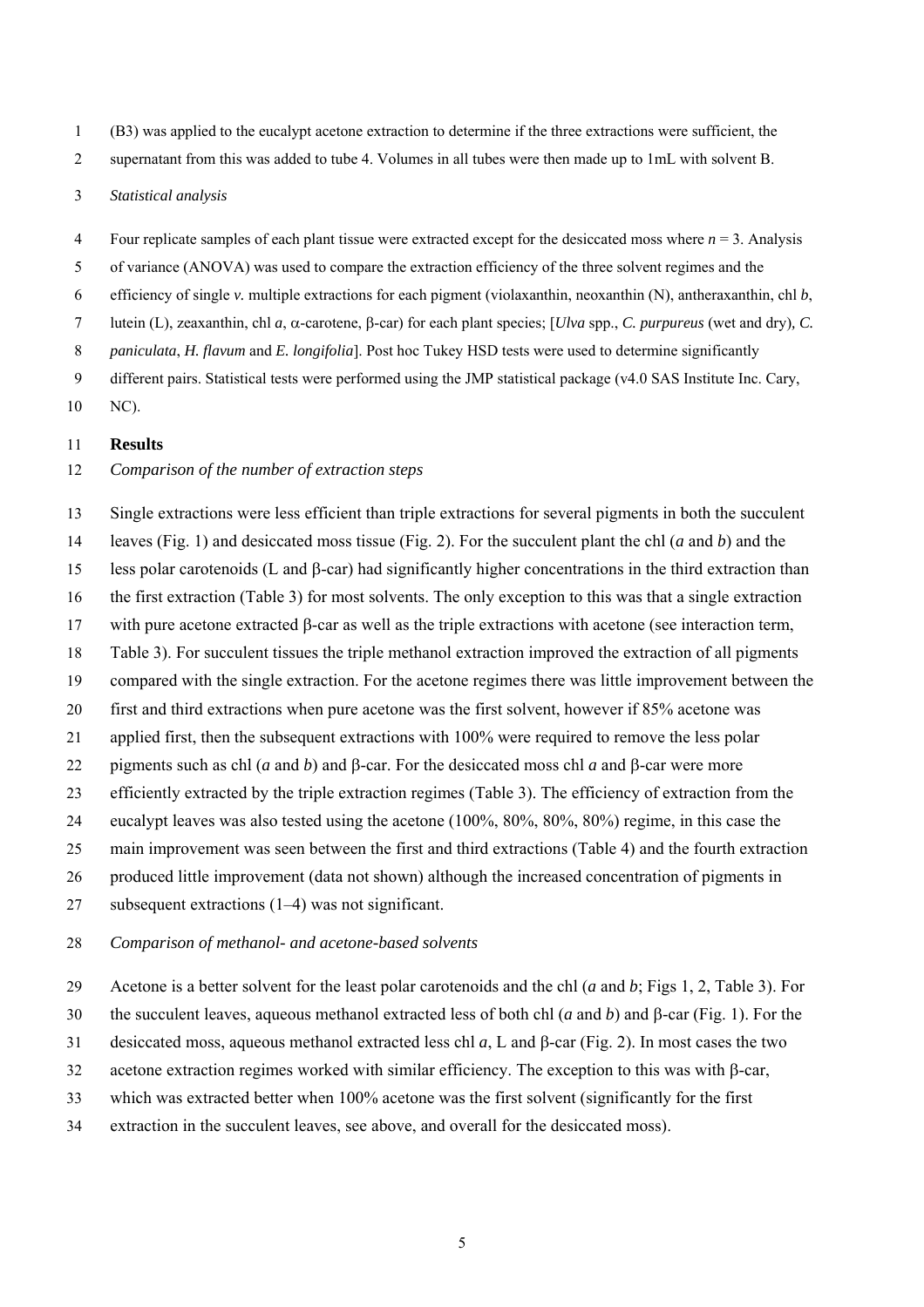(B3) was applied to the eucalypt acetone extraction to determine if the three extractions were sufficient, the supernatant from this was added to tube 4. Volumes in all tubes were then made up to 1mL with solvent B.

*Statistical analysis*

Four replicate samples of each plant tissue were extracted except for the desiccated moss where $n = 3$. Analysis of variance (ANOVA) was used to compare the extraction efficiency of the three solvent regimes and the efficiency of single *v.* multiple extractions for each pigment (violaxanthin, neoxanthin (N), antheraxanthin, chl *b*, lutein (L), zeaxanthin, chl *a*, α-carotene, β-car) for each plant species; [*Ulva* spp., *C. purpureus* (wet and dry), *C. paniculata*, *H. flavum* and *E. longifolia*]. Post hoc Tukey HSD tests were used to determine significantly different pairs. Statistical tests were performed using the JMP statistical package (v4.0 SAS Institute Inc. Cary, NC).

## Results

*Comparison of the number of extraction steps*

Single extractions were less efficient than triple extractions for several pigments in both the succulent leaves (Fig. 1) and desiccated moss tissue (Fig. 2). For the succulent plant the chl (*a* and *b*) and the less polar carotenoids (L and β-car) had significantly higher concentrations in the third extraction than the first extraction (Table 3) for most solvents. The only exception to this was that a single extraction with pure acetone extracted β-car as well as the triple extractions with acetone (see interaction term, Table 3). For succulent tissues the triple methanol extraction improved the extraction of all pigments compared with the single extraction. For the acetone regimes there was little improvement between the first and third extractions when pure acetone was the first solvent, however if 85% acetone was applied first, then the subsequent extractions with 100% were required to remove the less polar pigments such as chl (*a* and *b*) and β-car. For the desiccated moss chl *a* and β-car were more efficiently extracted by the triple extraction regimes (Table 3). The efficiency of extraction from the eucalypt leaves was also tested using the acetone (100%, 80%, 80%, 80%) regime, in this case the main improvement was seen between the first and third extractions (Table 4) and the fourth extraction produced little improvement (data not shown) although the increased concentration of pigments in subsequent extractions (1–4) was not significant.

*Comparison of methanol- and acetone-based solvents*

Acetone is a better solvent for the least polar carotenoids and the chl (*a* and *b*; Figs 1, 2, Table 3). For the succulent leaves, aqueous methanol extracted less of both chl (*a* and *b*) and β-car (Fig. 1). For the desiccated moss, aqueous methanol extracted less chl *a*, L and β-car (Fig. 2). In most cases the two acetone extraction regimes worked with similar efficiency. The exception to this was with β-car, which was extracted better when 100% acetone was the first solvent (significantly for the first extraction in the succulent leaves, see above, and overall for the desiccated moss).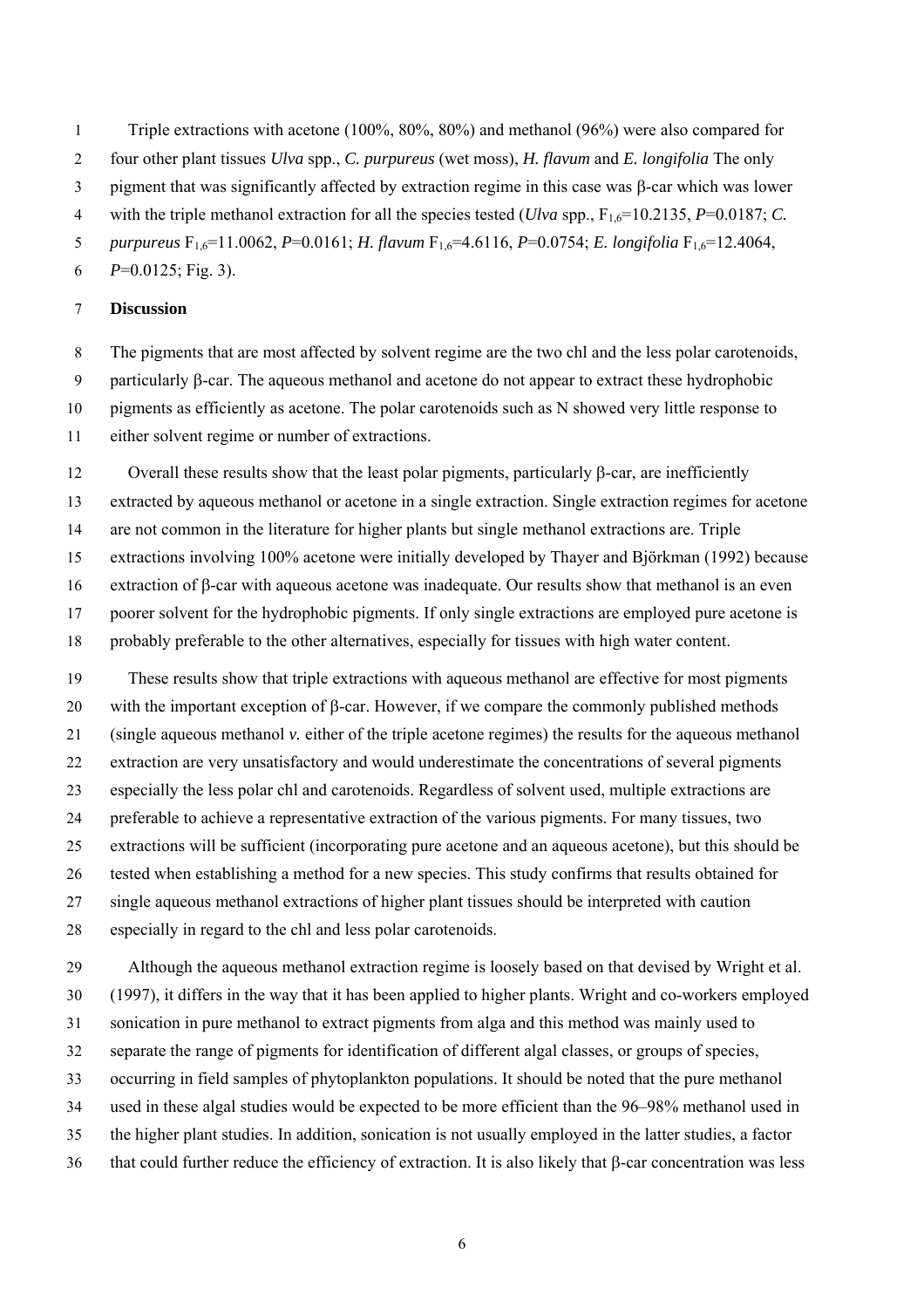Triple extractions with acetone (100%, 80%, 80%) and methanol (96%) were also compared for four other plant tissues *Ulva* spp., *C. purpureus* (wet moss), *H. flavum* and *E. longifolia* The only pigment that was significantly affected by extraction regime in this case was β-car which was lower with the triple methanol extraction for all the species tested (*Ulva* spp., $F_{1,6}$=10.2135, *P*=0.0187; *C. purpureus* $F_{1,6}$=11.0062, *P*=0.0161; *H. flavum* $F_{1,6}$=4.6116, *P*=0.0754; *E. longifolia* $F_{1,6}$=12.4064, *P*=0.0125; Fig. 3).

## Discussion

The pigments that are most affected by solvent regime are the two chl and the less polar carotenoids, particularly β-car. The aqueous methanol and acetone do not appear to extract these hydrophobic pigments as efficiently as acetone. The polar carotenoids such as N showed very little response to either solvent regime or number of extractions.

Overall these results show that the least polar pigments, particularly β-car, are inefficiently extracted by aqueous methanol or acetone in a single extraction. Single extraction regimes for acetone are not common in the literature for higher plants but single methanol extractions are. Triple extractions involving 100% acetone were initially developed by Thayer and Björkman (1992) because extraction of β-car with aqueous acetone was inadequate. Our results show that methanol is an even poorer solvent for the hydrophobic pigments. If only single extractions are employed pure acetone is probably preferable to the other alternatives, especially for tissues with high water content.

These results show that triple extractions with aqueous methanol are effective for most pigments with the important exception of β-car. However, if we compare the commonly published methods (single aqueous methanol *v.* either of the triple acetone regimes) the results for the aqueous methanol extraction are very unsatisfactory and would underestimate the concentrations of several pigments especially the less polar chl and carotenoids. Regardless of solvent used, multiple extractions are preferable to achieve a representative extraction of the various pigments. For many tissues, two extractions will be sufficient (incorporating pure acetone and an aqueous acetone), but this should be tested when establishing a method for a new species. This study confirms that results obtained for single aqueous methanol extractions of higher plant tissues should be interpreted with caution especially in regard to the chl and less polar carotenoids.

Although the aqueous methanol extraction regime is loosely based on that devised by Wright et al. (1997), it differs in the way that it has been applied to higher plants. Wright and co-workers employed sonication in pure methanol to extract pigments from alga and this method was mainly used to separate the range of pigments for identification of different algal classes, or groups of species, occurring in field samples of phytoplankton populations. It should be noted that the pure methanol used in these algal studies would be expected to be more efficient than the 96–98% methanol used in the higher plant studies. In addition, sonication is not usually employed in the latter studies, a factor that could further reduce the efficiency of extraction. It is also likely that β-car concentration was less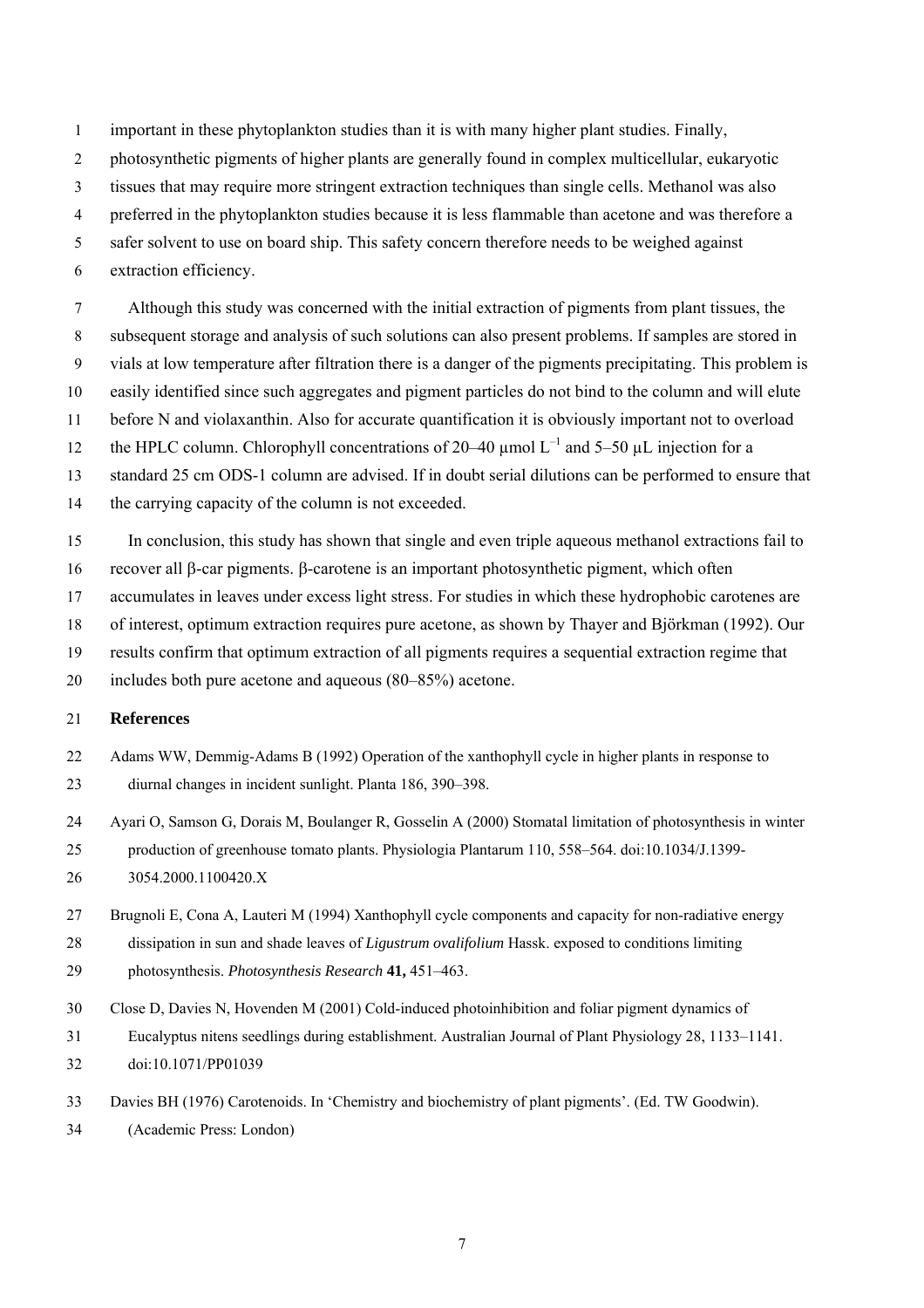important in these phytoplankton studies than it is with many higher plant studies. Finally, photosynthetic pigments of higher plants are generally found in complex multicellular, eukaryotic tissues that may require more stringent extraction techniques than single cells. Methanol was also preferred in the phytoplankton studies because it is less flammable than acetone and was therefore a safer solvent to use on board ship. This safety concern therefore needs to be weighed against extraction efficiency.

Although this study was concerned with the initial extraction of pigments from plant tissues, the subsequent storage and analysis of such solutions can also present problems. If samples are stored in vials at low temperature after filtration there is a danger of the pigments precipitating. This problem is easily identified since such aggregates and pigment particles do not bind to the column and will elute before N and violaxanthin. Also for accurate quantification it is obviously important not to overload the HPLC column. Chlorophyll concentrations of 20–40 μmol $L^{-1}$ and 5–50 μL injection for a standard 25 cm ODS-1 column are advised. If in doubt serial dilutions can be performed to ensure that the carrying capacity of the column is not exceeded.

In conclusion, this study has shown that single and even triple aqueous methanol extractions fail to recover all β-car pigments. β-carotene is an important photosynthetic pigment, which often accumulates in leaves under excess light stress. For studies in which these hydrophobic carotenes are of interest, optimum extraction requires pure acetone, as shown by Thayer and Björkman (1992). Our results confirm that optimum extraction of all pigments requires a sequential extraction regime that includes both pure acetone and aqueous (80–85%) acetone.

## References

Adams WW, Demmig-Adams B (1992) Operation of the xanthophyll cycle in higher plants in response to diurnal changes in incident sunlight. Planta 186, 390–398.

Ayari O, Samson G, Dorais M, Boulanger R, Gosselin A (2000) Stomatal limitation of photosynthesis in winter production of greenhouse tomato plants. Physiologia Plantarum 110, 558–564. doi:10.1034/J.1399-3054.2000.1100420.X

Brugnoli E, Cona A, Lauteri M (1994) Xanthophyll cycle components and capacity for non-radiative energy dissipation in sun and shade leaves of *Ligustrum ovalifolium* Hassk. exposed to conditions limiting photosynthesis. *Photosynthesis Research* **41,** 451–463.

Close D, Davies N, Hovenden M (2001) Cold-induced photoinhibition and foliar pigment dynamics of Eucalyptus nitens seedlings during establishment. Australian Journal of Plant Physiology 28, 1133–1141. doi:10.1071/PP01039

Davies BH (1976) Carotenoids. In 'Chemistry and biochemistry of plant pigments'. (Ed. TW Goodwin). (Academic Press: London)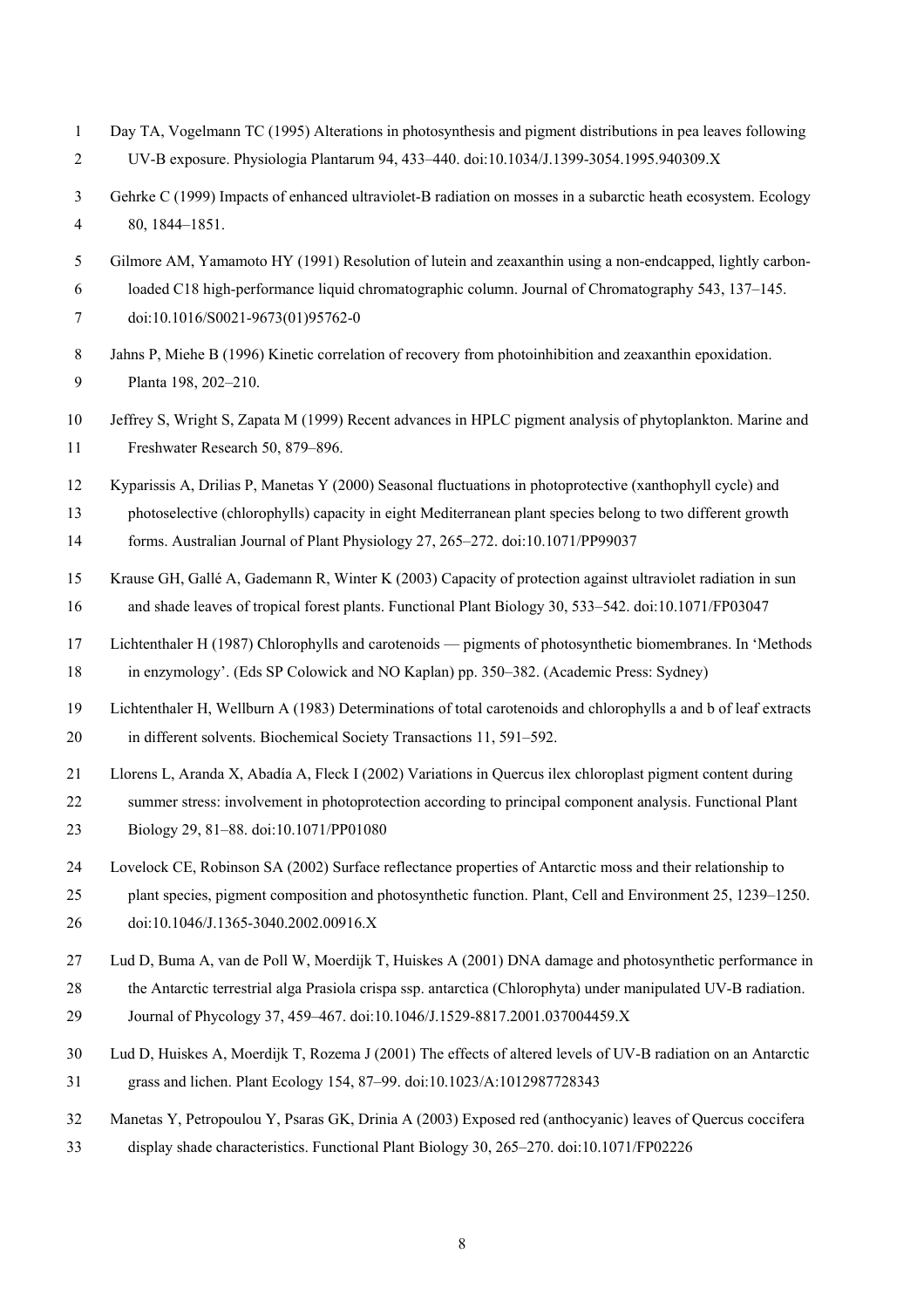Day TA, Vogelmann TC (1995) Alterations in photosynthesis and pigment distributions in pea leaves following UV-B exposure. Physiologia Plantarum 94, 433–440. doi:10.1034/J.1399-3054.1995.940309.X

Gehrke C (1999) Impacts of enhanced ultraviolet-B radiation on mosses in a subarctic heath ecosystem. Ecology 80, 1844–1851.

Gilmore AM, Yamamoto HY (1991) Resolution of lutein and zeaxanthin using a non-endcapped, lightly carbon-loaded C18 high-performance liquid chromatographic column. Journal of Chromatography 543, 137–145. doi:10.1016/S0021-9673(01)95762-0

Jahns P, Miehe B (1996) Kinetic correlation of recovery from photoinhibition and zeaxanthin epoxidation. Planta 198, 202–210.

Jeffrey S, Wright S, Zapata M (1999) Recent advances in HPLC pigment analysis of phytoplankton. Marine and Freshwater Research 50, 879–896.

Kyparissis A, Drilias P, Manetas Y (2000) Seasonal fluctuations in photoprotective (xanthophyll cycle) and photoselective (chlorophylls) capacity in eight Mediterranean plant species belong to two different growth forms. Australian Journal of Plant Physiology 27, 265–272. doi:10.1071/PP99037

Krause GH, Gallé A, Gademann R, Winter K (2003) Capacity of protection against ultraviolet radiation in sun and shade leaves of tropical forest plants. Functional Plant Biology 30, 533–542. doi:10.1071/FP03047

Lichtenthaler H (1987) Chlorophylls and carotenoids — pigments of photosynthetic biomembranes. In 'Methods in enzymology'. (Eds SP Colowick and NO Kaplan) pp. 350–382. (Academic Press: Sydney)

Lichtenthaler H, Wellburn A (1983) Determinations of total carotenoids and chlorophylls a and b of leaf extracts in different solvents. Biochemical Society Transactions 11, 591–592.

Llorens L, Aranda X, Abadía A, Fleck I (2002) Variations in Quercus ilex chloroplast pigment content during summer stress: involvement in photoprotection according to principal component analysis. Functional Plant Biology 29, 81–88. doi:10.1071/PP01080

Lovelock CE, Robinson SA (2002) Surface reflectance properties of Antarctic moss and their relationship to plant species, pigment composition and photosynthetic function. Plant, Cell and Environment 25, 1239–1250. doi:10.1046/J.1365-3040.2002.00916.X

Lud D, Buma A, van de Poll W, Moerdijk T, Huiskes A (2001) DNA damage and photosynthetic performance in the Antarctic terrestrial alga Prasiola crispa ssp. antarctica (Chlorophyta) under manipulated UV-B radiation. Journal of Phycology 37, 459–467. doi:10.1046/J.1529-8817.2001.037004459.X

Lud D, Huiskes A, Moerdijk T, Rozema J (2001) The effects of altered levels of UV-B radiation on an Antarctic grass and lichen. Plant Ecology 154, 87–99. doi:10.1023/A:1012987728343

Manetas Y, Petropoulou Y, Psaras GK, Drinia A (2003) Exposed red (anthocyanic) leaves of Quercus coccifera display shade characteristics. Functional Plant Biology 30, 265–270. doi:10.1071/FP02226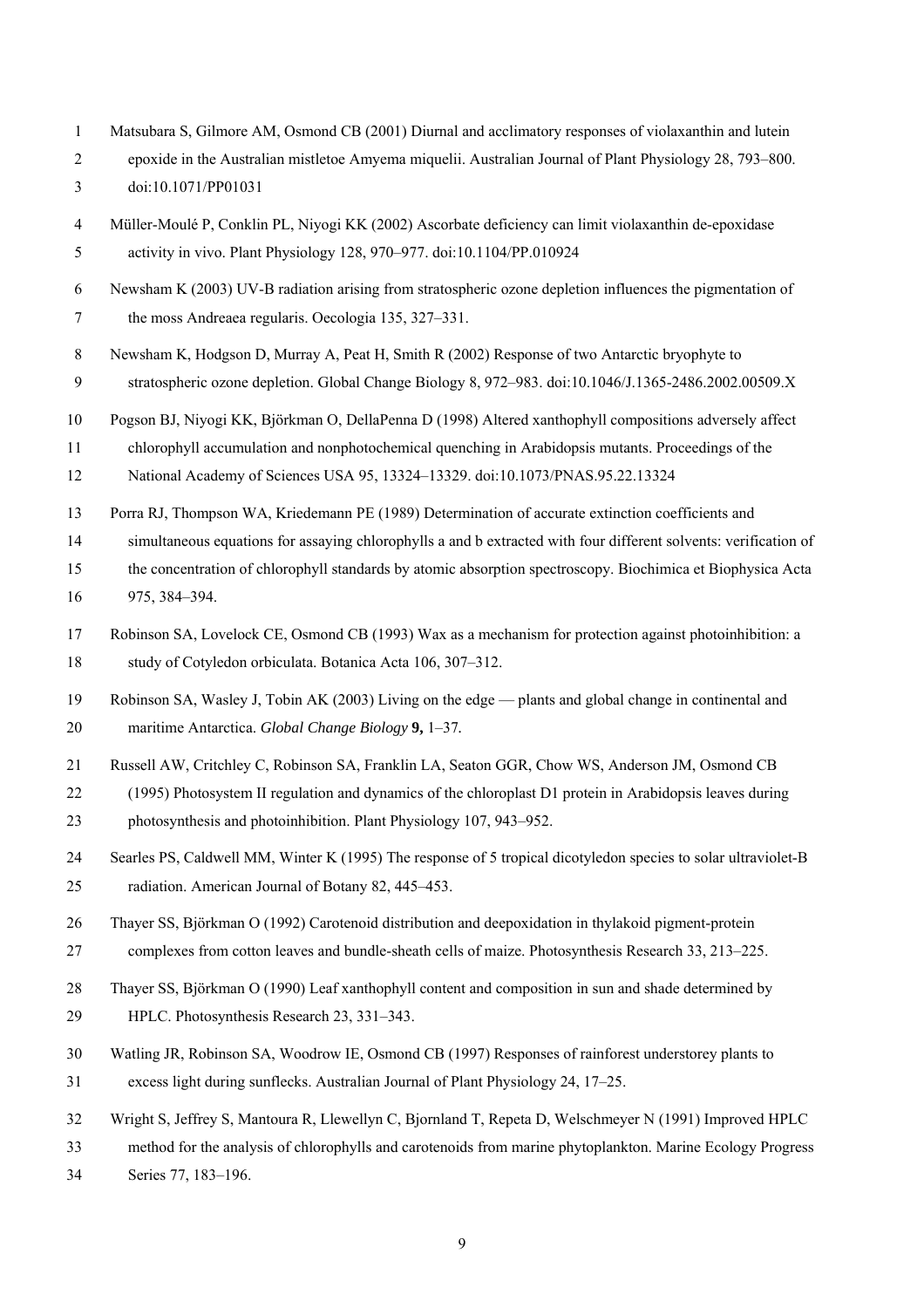Matsubara S, Gilmore AM, Osmond CB (2001) Diurnal and acclimatory responses of violaxanthin and lutein epoxide in the Australian mistletoe Amyema miquelii. Australian Journal of Plant Physiology 28, 793–800. doi:10.1071/PP01031

Müller-Moulé P, Conklin PL, Niyogi KK (2002) Ascorbate deficiency can limit violaxanthin de-epoxidase activity in vivo. Plant Physiology 128, 970–977. doi:10.1104/PP.010924

Newsham K (2003) UV-B radiation arising from stratospheric ozone depletion influences the pigmentation of the moss Andreaea regularis. Oecologia 135, 327–331.

Newsham K, Hodgson D, Murray A, Peat H, Smith R (2002) Response of two Antarctic bryophyte to stratospheric ozone depletion. Global Change Biology 8, 972–983. doi:10.1046/J.1365-2486.2002.00509.X

Pogson BJ, Niyogi KK, Björkman O, DellaPenna D (1998) Altered xanthophyll compositions adversely affect chlorophyll accumulation and nonphotochemical quenching in Arabidopsis mutants. Proceedings of the National Academy of Sciences USA 95, 13324–13329. doi:10.1073/PNAS.95.22.13324

Porra RJ, Thompson WA, Kriedemann PE (1989) Determination of accurate extinction coefficients and simultaneous equations for assaying chlorophylls a and b extracted with four different solvents: verification of the concentration of chlorophyll standards by atomic absorption spectroscopy. Biochimica et Biophysica Acta 975, 384–394.

Robinson SA, Lovelock CE, Osmond CB (1993) Wax as a mechanism for protection against photoinhibition: a study of Cotyledon orbiculata. Botanica Acta 106, 307–312.

Robinson SA, Wasley J, Tobin AK (2003) Living on the edge — plants and global change in continental and maritime Antarctica. *Global Change Biology* **9,** 1–37.

Russell AW, Critchley C, Robinson SA, Franklin LA, Seaton GGR, Chow WS, Anderson JM, Osmond CB (1995) Photosystem II regulation and dynamics of the chloroplast D1 protein in Arabidopsis leaves during photosynthesis and photoinhibition. Plant Physiology 107, 943–952.

Searles PS, Caldwell MM, Winter K (1995) The response of 5 tropical dicotyledon species to solar ultraviolet-B radiation. American Journal of Botany 82, 445–453.

Thayer SS, Björkman O (1992) Carotenoid distribution and deepoxidation in thylakoid pigment-protein complexes from cotton leaves and bundle-sheath cells of maize. Photosynthesis Research 33, 213–225.

Thayer SS, Björkman O (1990) Leaf xanthophyll content and composition in sun and shade determined by HPLC. Photosynthesis Research 23, 331–343.

Watling JR, Robinson SA, Woodrow IE, Osmond CB (1997) Responses of rainforest understorey plants to excess light during sunflecks. Australian Journal of Plant Physiology 24, 17–25.

Wright S, Jeffrey S, Mantoura R, Llewellyn C, Bjornland T, Repeta D, Welschmeyer N (1991) Improved HPLC method for the analysis of chlorophylls and carotenoids from marine phytoplankton. Marine Ecology Progress Series 77, 183–196.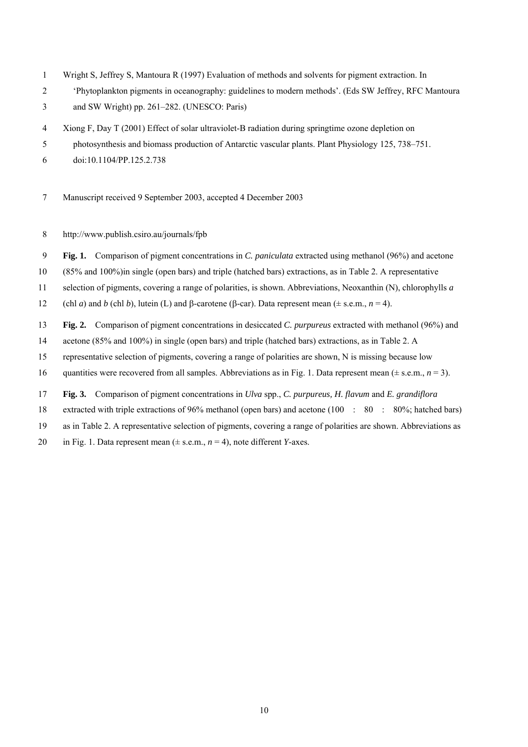Wright S, Jeffrey S, Mantoura R (1997) Evaluation of methods and solvents for pigment extraction. In 'Phytoplankton pigments in oceanography: guidelines to modern methods'. (Eds SW Jeffrey, RFC Mantoura and SW Wright) pp. 261–282. (UNESCO: Paris)

Xiong F, Day T (2001) Effect of solar ultraviolet-B radiation during springtime ozone depletion on photosynthesis and biomass production of Antarctic vascular plants. Plant Physiology 125, 738–751. doi:10.1104/PP.125.2.738

Manuscript received 9 September 2003, accepted 4 December 2003

http://www.publish.csiro.au/journals/fpb

**Fig. 1.** Comparison of pigment concentrations in *C. paniculata* extracted using methanol (96%) and acetone (85% and 100%)in single (open bars) and triple (hatched bars) extractions, as in Table 2. A representative selection of pigments, covering a range of polarities, is shown. Abbreviations, Neoxanthin (N), chlorophylls *a* (chl *a*) and *b* (chl *b*), lutein (L) and β-carotene (β-car). Data represent mean (± s.e.m., $n = 4$).

**Fig. 2.** Comparison of pigment concentrations in desiccated *C. purpureus* extracted with methanol (96%) and acetone (85% and 100%) in single (open bars) and triple (hatched bars) extractions, as in Table 2. A representative selection of pigments, covering a range of polarities are shown, N is missing because low quantities were recovered from all samples. Abbreviations as in Fig. 1. Data represent mean (± s.e.m., $n = 3$).

**Fig. 3.** Comparison of pigment concentrations in *Ulva* spp., *C. purpureus, H. flavum* and *E. grandiflora* extracted with triple extractions of 96% methanol (open bars) and acetone (100 : 80 : 80%; hatched bars) as in Table 2. A representative selection of pigments, covering a range of polarities are shown. Abbreviations as in Fig. 1. Data represent mean (± s.e.m., $n = 4$), note different *Y*-axes.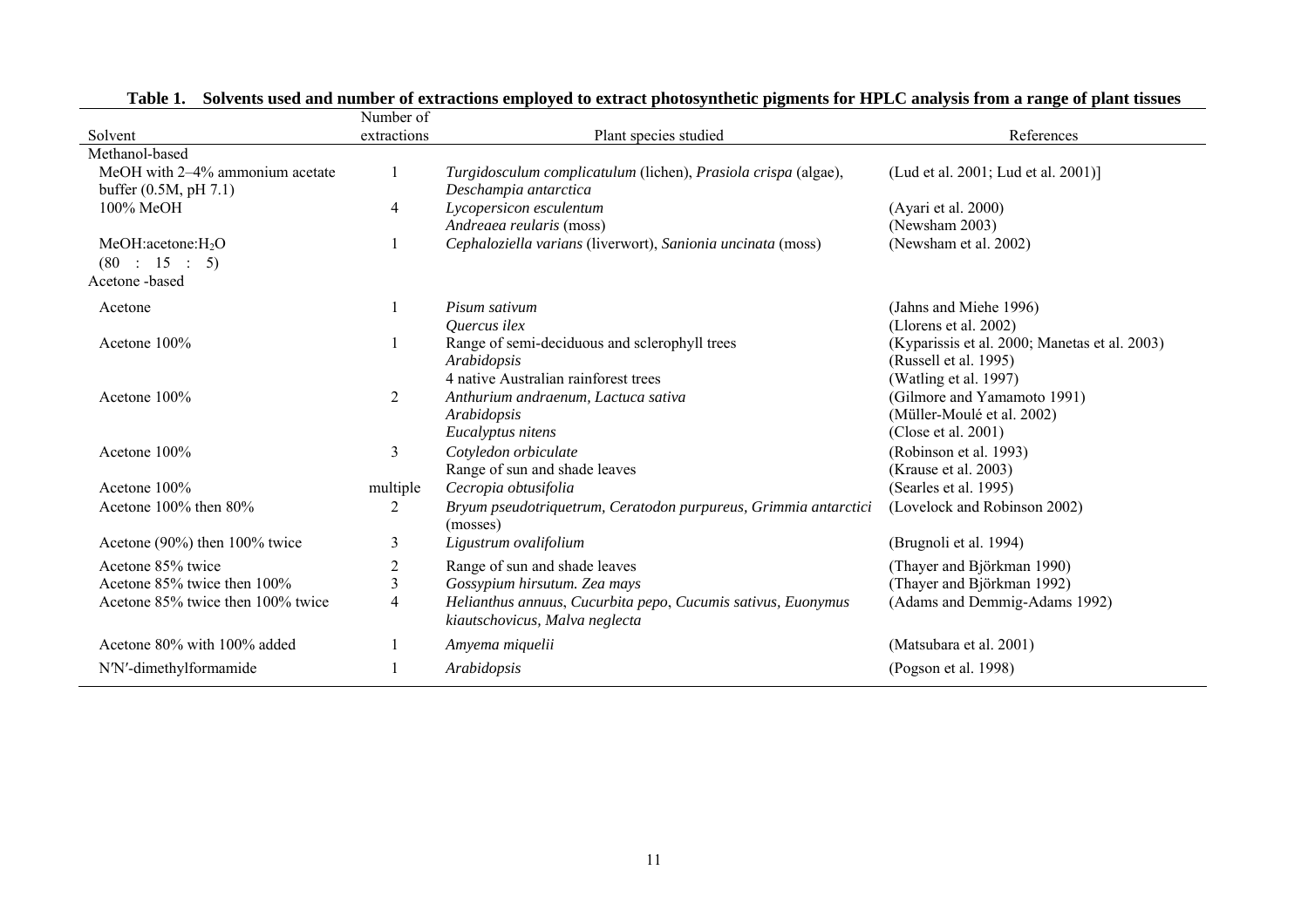**Table 1. Solvents used and number of extractions employed to extract photosynthetic pigments for HPLC analysis from a range of plant tissues**

| Solvent | Number of extractions | Plant species studied | References |
|---|---|---|---|
| Methanol-based | | | |
| MeOH with 2–4% ammonium acetate buffer (0.5M, pH 7.1) | 1 | *Turgidosculum complicatulum* (lichen), *Prasiola crispa* (algae), *Deschampia antarctica* | (Lud et al. 2001; Lud et al. 2001)] |
| 100% MeOH | 4 | *Lycopersicon esculentum* | (Ayari et al. 2000) |
| | | *Andreaea reularis* (moss) | (Newsham 2003) |
| MeOH:acetone:$H_2O$ (80 : 15 : 5) | 1 | *Cephaloziella varians* (liverwort), *Sanionia uncinata* (moss) | (Newsham et al. 2002) |
| Acetone -based | | | |
| Acetone | 1 | *Pisum sativum* | (Jahns and Miehe 1996) |
| | | *Quercus ilex* | (Llorens et al. 2002) |
| Acetone 100% | 1 | Range of semi-deciduous and sclerophyll trees | (Kyparissis et al. 2000; Manetas et al. 2003) |
| | | *Arabidopsis* | (Russell et al. 1995) |
| | | 4 native Australian rainforest trees | (Watling et al. 1997) |
| Acetone 100% | 2 | *Anthurium andraenum*, *Lactuca sativa* | (Gilmore and Yamamoto 1991) |
| | | *Arabidopsis* | (Müller-Moulé et al. 2002) |
| | | *Eucalyptus nitens* | (Close et al. 2001) |
| Acetone 100% | 3 | *Cotyledon orbiculate* | (Robinson et al. 1993) |
| | | Range of sun and shade leaves | (Krause et al. 2003) |
| Acetone 100% | multiple | *Cecropia obtusifolia* | (Searles et al. 1995) |
| Acetone 100% then 80% | 2 | *Bryum pseudotriquetrum*, *Ceratodon purpureus*, *Grimmia antarctici* (mosses) | (Lovelock and Robinson 2002) |
| Acetone (90%) then 100% twice | 3 | *Ligustrum ovalifolium* | (Brugnoli et al. 1994) |
| Acetone 85% twice | 2 | Range of sun and shade leaves | (Thayer and Björkman 1990) |
| Acetone 85% twice then 100% | 3 | *Gossypium hirsutum. Zea mays* | (Thayer and Björkman 1992) |
| Acetone 85% twice then 100% twice | 4 | *Helianthus annuus*, *Cucurbita pepo*, *Cucumis sativus*, *Euonymus kiautschovicus*, *Malva neglecta* | (Adams and Demmig-Adams 1992) |
| Acetone 80% with 100% added | 1 | *Amyema miquelii* | (Matsubara et al. 2001) |
| N′N′-dimethylformamide | 1 | *Arabidopsis* | (Pogson et al. 1998) |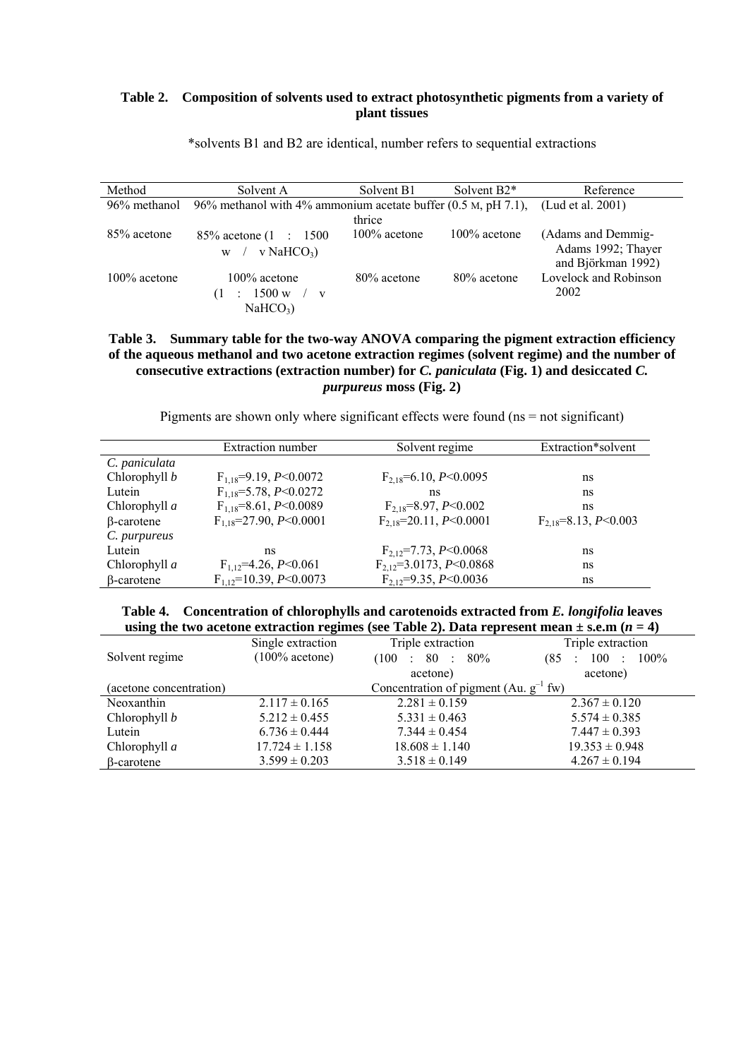**Table 2. Composition of solvents used to extract photosynthetic pigments from a variety of plant tissues**

*solvents B1 and B2 are identical, number refers to sequential extractions

| Method | Solvent A | Solvent B1 | Solvent B2* | Reference |
|---|---|---|---|---|
| 96% methanol | 96% methanol with 4% ammonium acetate buffer (0.5 M, pH 7.1), thrice | | | (Lud et al. 2001) |
| 85% acetone | 85% acetone (1 : 1500 w / v $NaHCO_3$) | 100% acetone | 100% acetone | (Adams and Demmig-Adams 1992; Thayer and Björkman 1992) |
| 100% acetone | 100% acetone (1 : 1500 w / v $NaHCO_3$) | 80% acetone | 80% acetone | Lovelock and Robinson 2002 |

**Table 3. Summary table for the two-way ANOVA comparing the pigment extraction efficiency of the aqueous methanol and two acetone extraction regimes (solvent regime) and the number of consecutive extractions (extraction number) for *C. paniculata* (Fig. 1) and desiccated *C. purpureus* moss (Fig. 2)**

Pigments are shown only where significant effects were found (ns = not significant)

| | Extraction number | Solvent regime | Extraction*solvent |
|---|---|---|---|
| *C. paniculata* | | | |
| Chlorophyll *b* | $F_{1,18}$=9.19, $P$<0.0072 | $F_{2,18}$=6.10, $P$<0.0095 | ns |
| Lutein | $F_{1,18}$=5.78, $P$<0.0272 | ns | ns |
| Chlorophyll *a* | $F_{1,18}$=8.61, $P$<0.0089 | $F_{2,18}$=8.97, $P$<0.002 | ns |
| β-carotene | $F_{1,18}$=27.90, $P$<0.0001 | $F_{2,18}$=20.11, $P$<0.0001 | $F_{2,18}$=8.13, $P$<0.003 |
| *C. purpureus* | | | |
| Lutein | ns | $F_{2,12}$=7.73, $P$<0.0068 | ns |
| Chlorophyll *a* | $F_{1,12}$=4.26, $P$<0.061 | $F_{2,12}$=3.0173, $P$<0.0868 | ns |
| β-carotene | $F_{1,12}$=10.39, $P$<0.0073 | $F_{2,12}$=9.35, $P$<0.0036 | ns |

**Table 4. Concentration of chlorophylls and carotenoids extracted from *E. longifolia* leaves using the two acetone extraction regimes (see Table 2). Data represent mean ± s.e.m ($n$ = 4)**

| Solvent regime | Single extraction (100% acetone) | Triple extraction (100 : 80 : 80% acetone) | Triple extraction (85 : 100 : 100% acetone) |
|---|---|---|---|
| (acetone concentration) | Concentration of pigment (Au. $g^{-1}$ fw) | | |
| Neoxanthin | 2.117 ± 0.165 | 2.281 ± 0.159 | 2.367 ± 0.120 |
| Chlorophyll *b* | 5.212 ± 0.455 | 5.331 ± 0.463 | 5.574 ± 0.385 |
| Lutein | 6.736 ± 0.444 | 7.344 ± 0.454 | 7.447 ± 0.393 |
| Chlorophyll *a* | 17.724 ± 1.158 | 18.608 ± 1.140 | 19.353 ± 0.948 |
| β-carotene | 3.599 ± 0.203 | 3.518 ± 0.149 | 4.267 ± 0.194 |